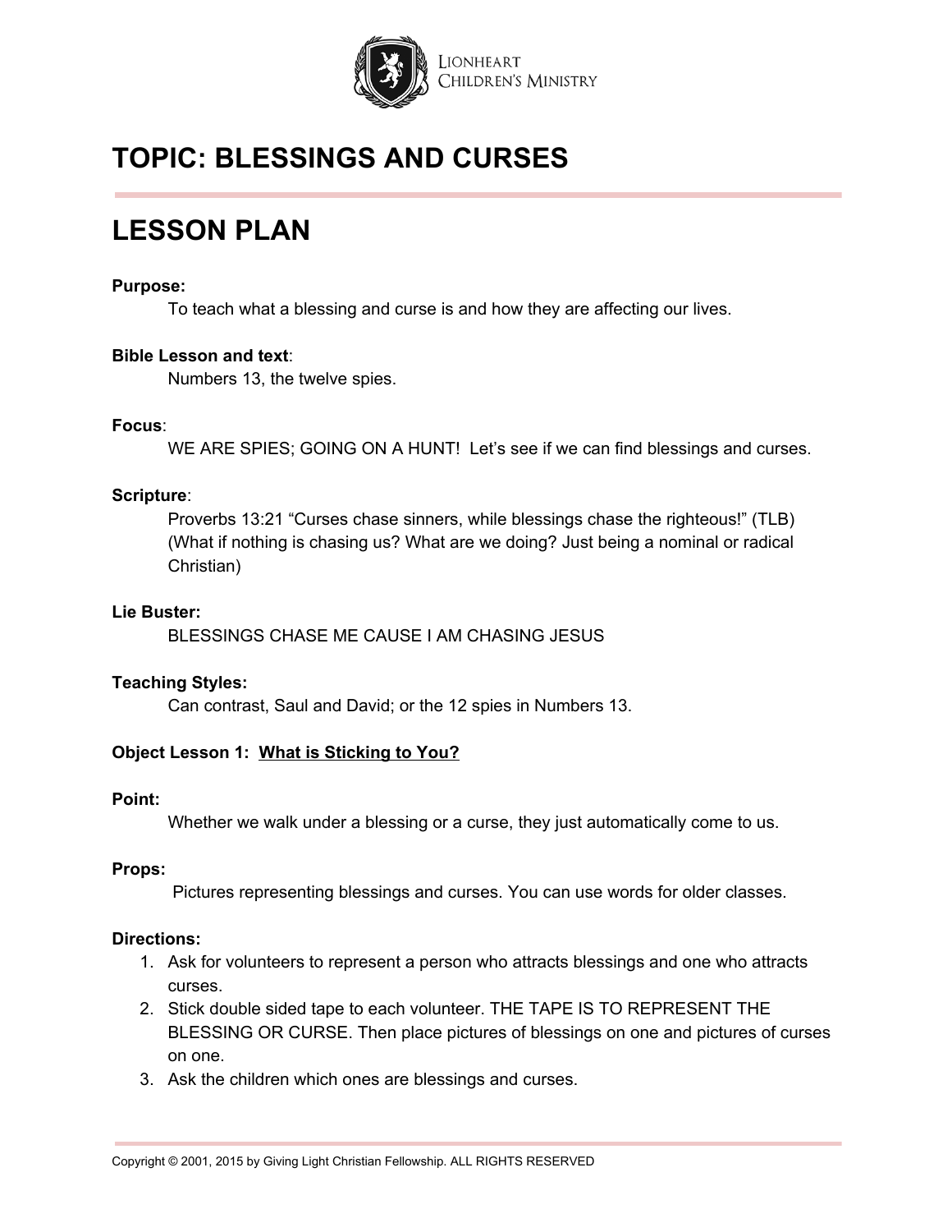# TOPIC: BLESSINGS AND CURSES

# LESSON PLAN

**Purpose:**

To teach what a blessing and curse is and how they are affecting our lives.

**Bible Lesson and text**:

Numbers 13, the twelve spies.

**Focus**:

WE ARE SPIES; GOING ON A HUNT! Let's see if we can find blessings and curses.

**Scripture**:

Proverbs 13:21 "Curses chase sinners, while blessings chase the righteous!" (TLB) (What if nothing is chasing us? What are we doing? Just being a nominal or radical Christian)

**Lie Buster:**

BLESSINGS CHASE ME CAUSE I AM CHASING JESUS

**Teaching Styles:**

Can contrast, Saul and David; or the 12 spies in Numbers 13.

**Object Lesson 1: <u>What is Sticking to You?</u>**

**Point:**

Whether we walk under a blessing or a curse, they just automatically come to us.

**Props:**

Pictures representing blessings and curses. You can use words for older classes.

**Directions:**

1. Ask for volunteers to represent a person who attracts blessings and one who attracts curses.
2. Stick double sided tape to each volunteer. THE TAPE IS TO REPRESENT THE BLESSING OR CURSE. Then place pictures of blessings on one and pictures of curses on one.
3. Ask the children which ones are blessings and curses.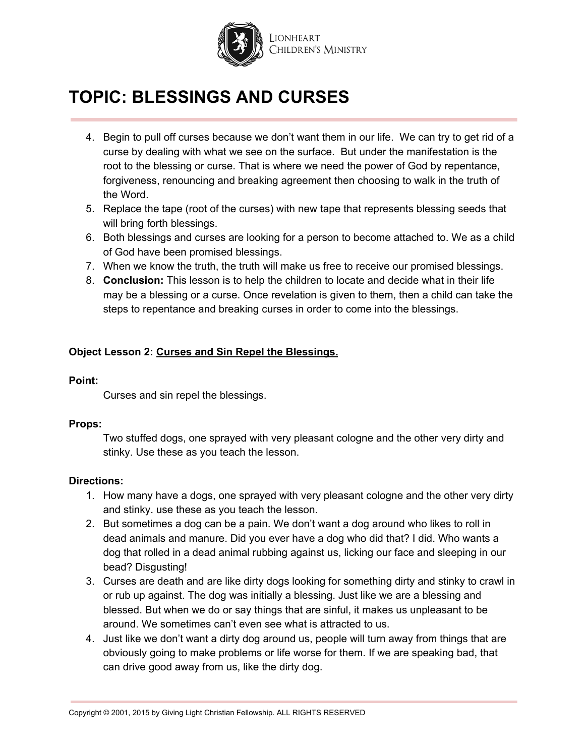# TOPIC: BLESSINGS AND CURSES

4. Begin to pull off curses because we don't want them in our life. We can try to get rid of a curse by dealing with what we see on the surface. But under the manifestation is the root to the blessing or curse. That is where we need the power of God by repentance, forgiveness, renouncing and breaking agreement then choosing to walk in the truth of the Word.
5. Replace the tape (root of the curses) with new tape that represents blessing seeds that will bring forth blessings.
6. Both blessings and curses are looking for a person to become attached to. We as a child of God have been promised blessings.
7. When we know the truth, the truth will make us free to receive our promised blessings.
8. **Conclusion:** This lesson is to help the children to locate and decide what in their life may be a blessing or a curse. Once revelation is given to them, then a child can take the steps to repentance and breaking curses in order to come into the blessings.

**Object Lesson 2: Curses and Sin Repel the Blessings.**

**Point:**

Curses and sin repel the blessings.

**Props:**

Two stuffed dogs, one sprayed with very pleasant cologne and the other very dirty and stinky. Use these as you teach the lesson.

**Directions:**

1. How many have a dogs, one sprayed with very pleasant cologne and the other very dirty and stinky. use these as you teach the lesson.
2. But sometimes a dog can be a pain. We don't want a dog around who likes to roll in dead animals and manure. Did you ever have a dog who did that? I did. Who wants a dog that rolled in a dead animal rubbing against us, licking our face and sleeping in our bead? Disgusting!
3. Curses are death and are like dirty dogs looking for something dirty and stinky to crawl in or rub up against. The dog was initially a blessing. Just like we are a blessing and blessed. But when we do or say things that are sinful, it makes us unpleasant to be around. We sometimes can't even see what is attracted to us.
4. Just like we don't want a dirty dog around us, people will turn away from things that are obviously going to make problems or life worse for them. If we are speaking bad, that can drive good away from us, like the dirty dog.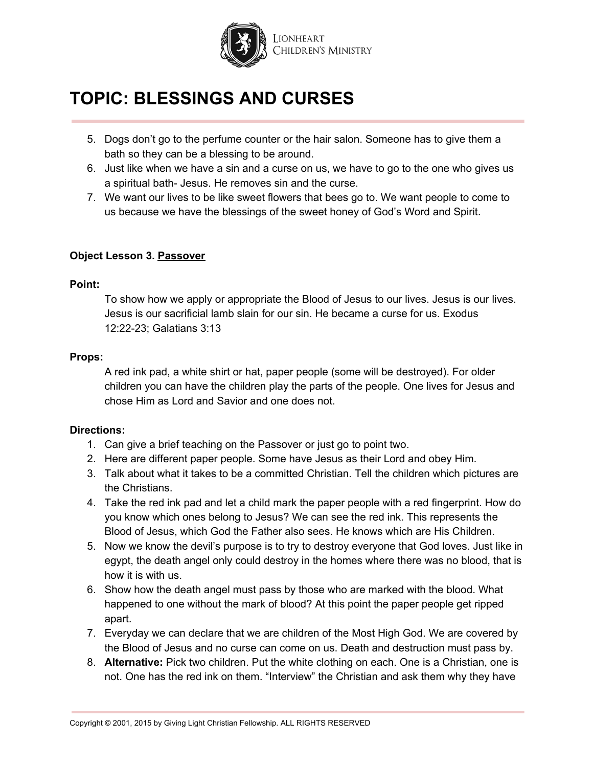# TOPIC: BLESSINGS AND CURSES

5. Dogs don't go to the perfume counter or the hair salon. Someone has to give them a bath so they can be a blessing to be around.
6. Just like when we have a sin and a curse on us, we have to go to the one who gives us a spiritual bath- Jesus. He removes sin and the curse.
7. We want our lives to be like sweet flowers that bees go to. We want people to come to us because we have the blessings of the sweet honey of God's Word and Spirit.

**Object Lesson 3.** <u>Passover</u>

**Point:**

To show how we apply or appropriate the Blood of Jesus to our lives. Jesus is our lives. Jesus is our sacrificial lamb slain for our sin. He became a curse for us. Exodus 12:22-23; Galatians 3:13

**Props:**

A red ink pad, a white shirt or hat, paper people (some will be destroyed). For older children you can have the children play the parts of the people. One lives for Jesus and chose Him as Lord and Savior and one does not.

**Directions:**

1. Can give a brief teaching on the Passover or just go to point two.
2. Here are different paper people. Some have Jesus as their Lord and obey Him.
3. Talk about what it takes to be a committed Christian. Tell the children which pictures are the Christians.
4. Take the red ink pad and let a child mark the paper people with a red fingerprint. How do you know which ones belong to Jesus? We can see the red ink. This represents the Blood of Jesus, which God the Father also sees. He knows which are His Children.
5. Now we know the devil's purpose is to try to destroy everyone that God loves. Just like in egypt, the death angel only could destroy in the homes where there was no blood, that is how it is with us.
6. Show how the death angel must pass by those who are marked with the blood. What happened to one without the mark of blood? At this point the paper people get ripped apart.
7. Everyday we can declare that we are children of the Most High God. We are covered by the Blood of Jesus and no curse can come on us. Death and destruction must pass by.
8. **Alternative:** Pick two children. Put the white clothing on each. One is a Christian, one is not. One has the red ink on them. "Interview" the Christian and ask them why they have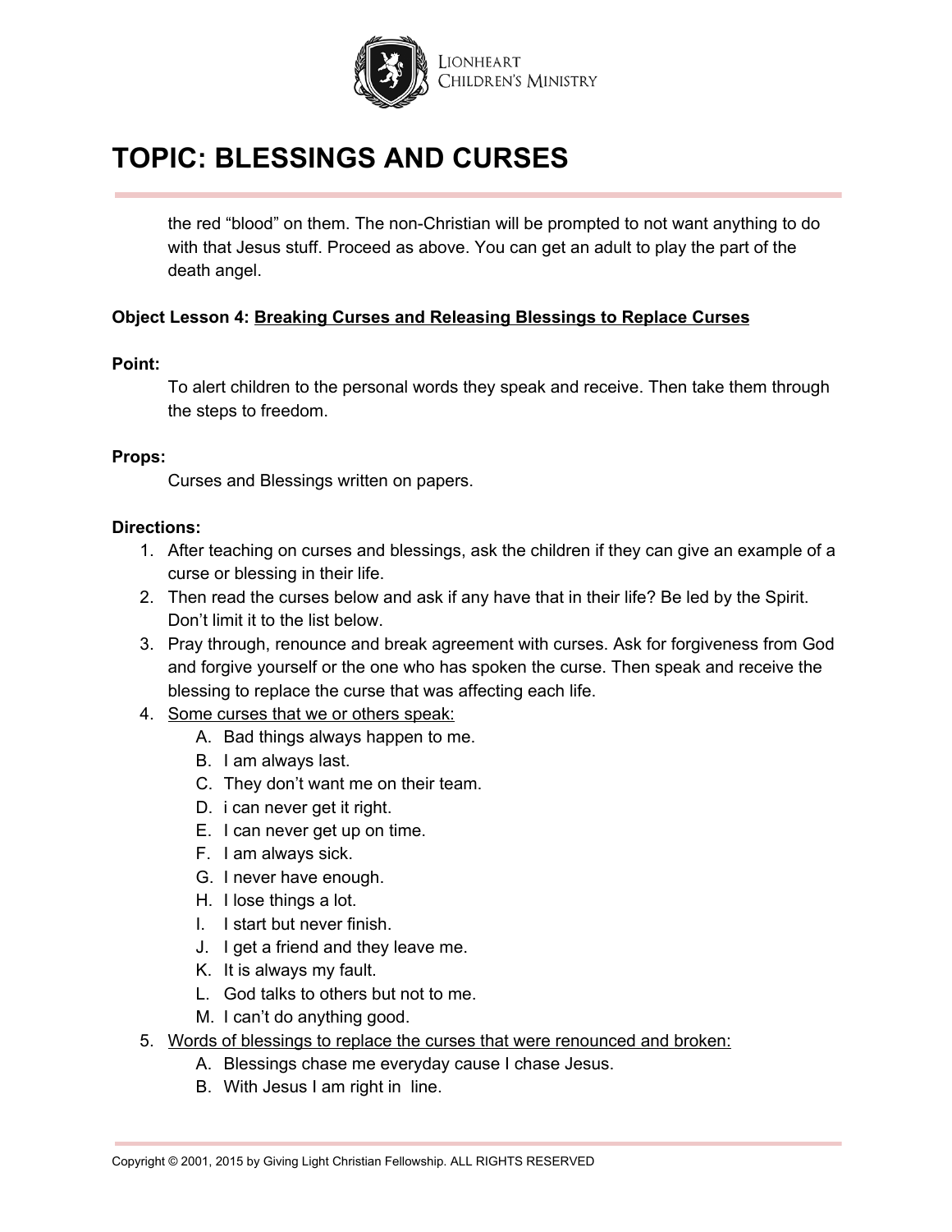the red "blood" on them. The non-Christian will be prompted to not want anything to do with that Jesus stuff. Proceed as above. You can get an adult to play the part of the death angel.

**Object Lesson 4:** **Breaking Curses and Releasing Blessings to Replace Curses**

**Point:**

To alert children to the personal words they speak and receive. Then take them through the steps to freedom.

**Props:**

Curses and Blessings written on papers.

**Directions:**

1. After teaching on curses and blessings, ask the children if they can give an example of a curse or blessing in their life.
2. Then read the curses below and ask if any have that in their life? Be led by the Spirit. Don't limit it to the list below.
3. Pray through, renounce and break agreement with curses. Ask for forgiveness from God and forgive yourself or the one who has spoken the curse. Then speak and receive the blessing to replace the curse that was affecting each life.
4. Some curses that we or others speak:
   A. Bad things always happen to me.
   B. I am always last.
   C. They don't want me on their team.
   D. i can never get it right.
   E. I can never get up on time.
   F. I am always sick.
   G. I never have enough.
   H. I lose things a lot.
   I. I start but never finish.
   J. I get a friend and they leave me.
   K. It is always my fault.
   L. God talks to others but not to me.
   M. I can't do anything good.
5. Words of blessings to replace the curses that were renounced and broken:
   A. Blessings chase me everyday cause I chase Jesus.
   B. With Jesus I am right in line.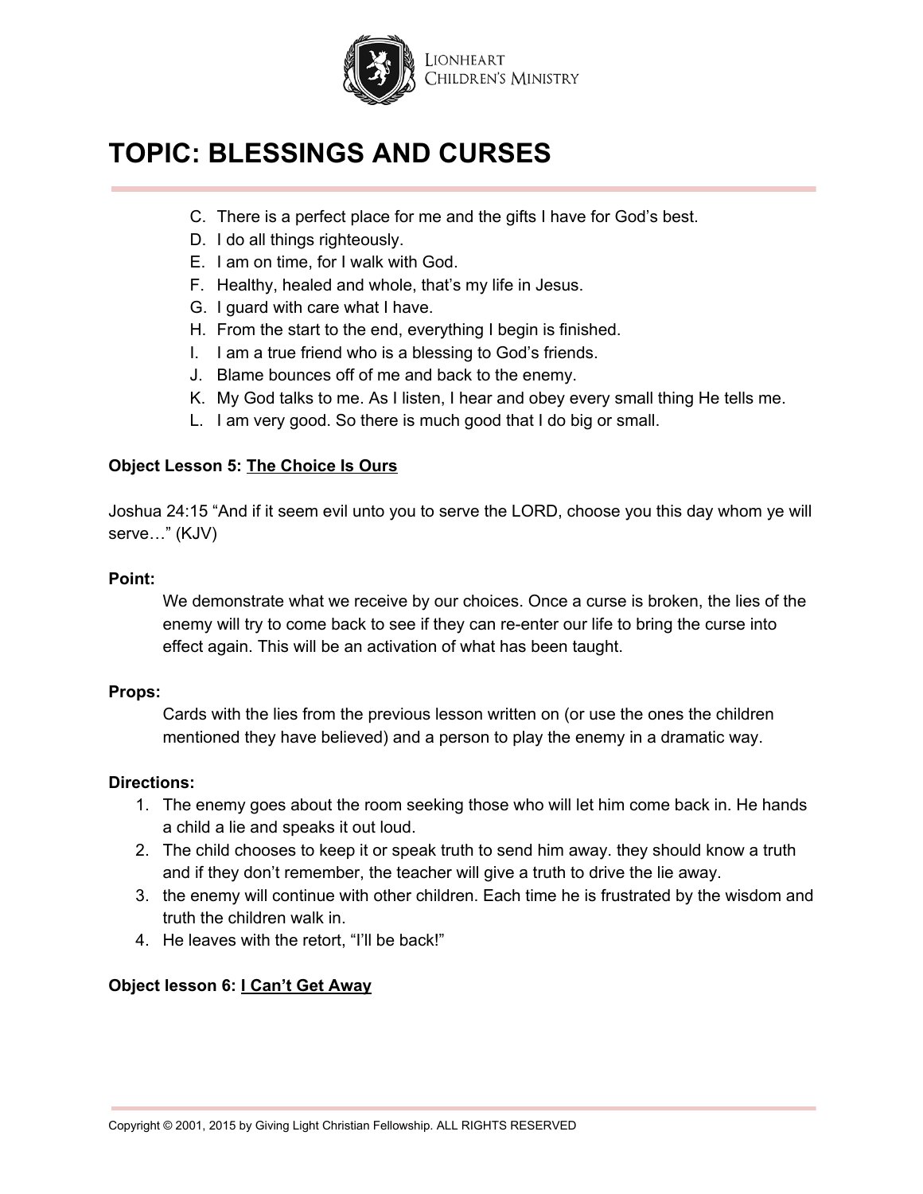# TOPIC: BLESSINGS AND CURSES

C. There is a perfect place for me and the gifts I have for God's best.
D. I do all things righteously.
E. I am on time, for I walk with God.
F. Healthy, healed and whole, that's my life in Jesus.
G. I guard with care what I have.
H. From the start to the end, everything I begin is finished.
I. I am a true friend who is a blessing to God's friends.
J. Blame bounces off of me and back to the enemy.
K. My God talks to me. As I listen, I hear and obey every small thing He tells me.
L. I am very good. So there is much good that I do big or small.

**Object Lesson 5: <u>The Choice Is Ours</u>**

Joshua 24:15 "And if it seem evil unto you to serve the LORD, choose you this day whom ye will serve…" (KJV)

**Point:**

We demonstrate what we receive by our choices. Once a curse is broken, the lies of the enemy will try to come back to see if they can re-enter our life to bring the curse into effect again. This will be an activation of what has been taught.

**Props:**

Cards with the lies from the previous lesson written on (or use the ones the children mentioned they have believed) and a person to play the enemy in a dramatic way.

**Directions:**

1. The enemy goes about the room seeking those who will let him come back in. He hands a child a lie and speaks it out loud.
2. The child chooses to keep it or speak truth to send him away. they should know a truth and if they don't remember, the teacher will give a truth to drive the lie away.
3. the enemy will continue with other children. Each time he is frustrated by the wisdom and truth the children walk in.
4. He leaves with the retort, "I'll be back!"

**Object lesson 6: <u>I Can't Get Away</u>**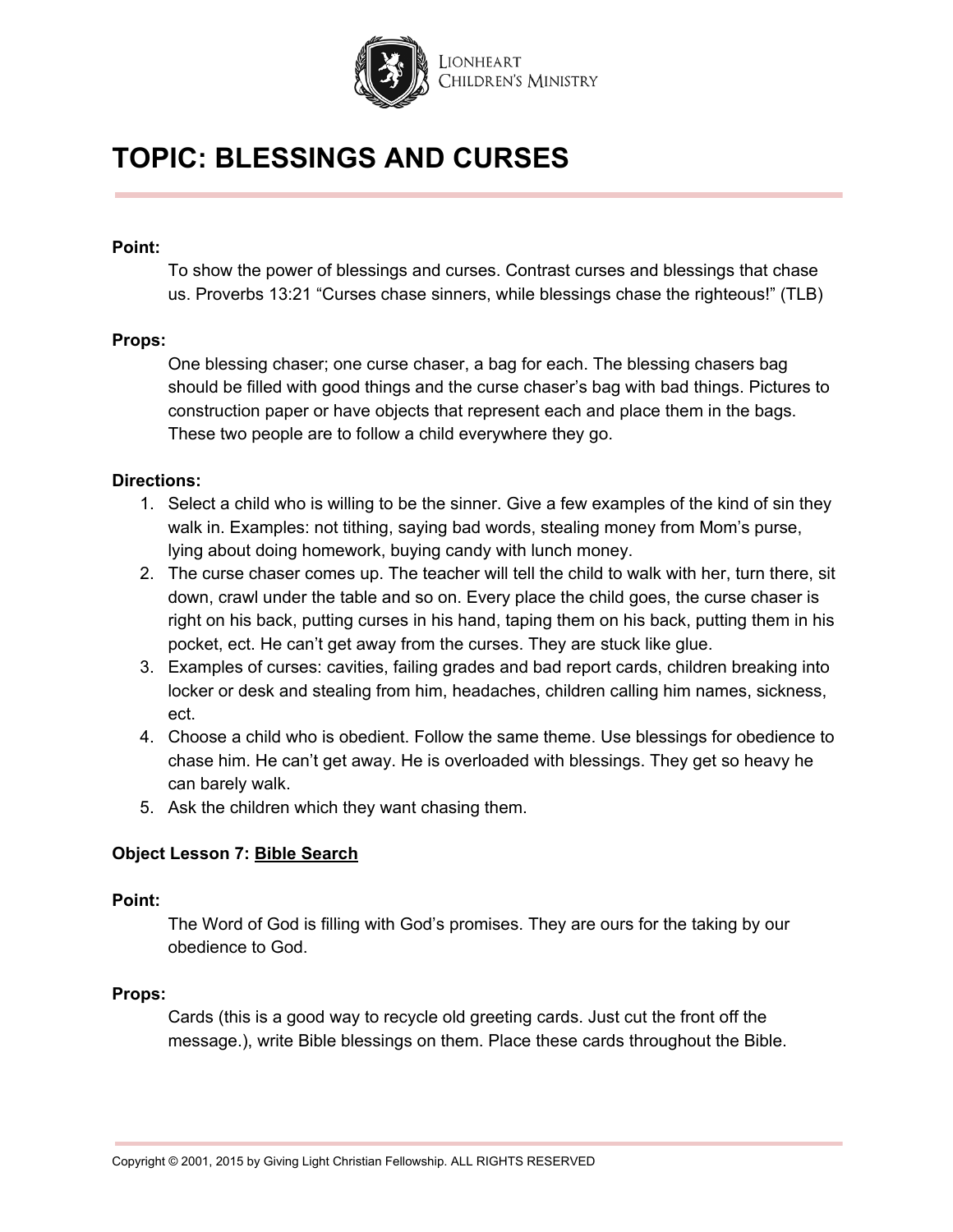# TOPIC: BLESSINGS AND CURSES

**Point:**

To show the power of blessings and curses. Contrast curses and blessings that chase us. Proverbs 13:21 “Curses chase sinners, while blessings chase the righteous!” (TLB)

**Props:**

One blessing chaser; one curse chaser, a bag for each. The blessing chasers bag should be filled with good things and the curse chaser’s bag with bad things. Pictures to construction paper or have objects that represent each and place them in the bags. These two people are to follow a child everywhere they go.

**Directions:**

1. Select a child who is willing to be the sinner. Give a few examples of the kind of sin they walk in. Examples: not tithing, saying bad words, stealing money from Mom’s purse, lying about doing homework, buying candy with lunch money.
2. The curse chaser comes up. The teacher will tell the child to walk with her, turn there, sit down, crawl under the table and so on. Every place the child goes, the curse chaser is right on his back, putting curses in his hand, taping them on his back, putting them in his pocket, ect. He can’t get away from the curses. They are stuck like glue.
3. Examples of curses: cavities, failing grades and bad report cards, children breaking into locker or desk and stealing from him, headaches, children calling him names, sickness, ect.
4. Choose a child who is obedient. Follow the same theme. Use blessings for obedience to chase him. He can’t get away. He is overloaded with blessings. They get so heavy he can barely walk.
5. Ask the children which they want chasing them.

**Object Lesson 7: Bible Search**

**Point:**

The Word of God is filling with God’s promises. They are ours for the taking by our obedience to God.

**Props:**

Cards (this is a good way to recycle old greeting cards. Just cut the front off the message.), write Bible blessings on them. Place these cards throughout the Bible.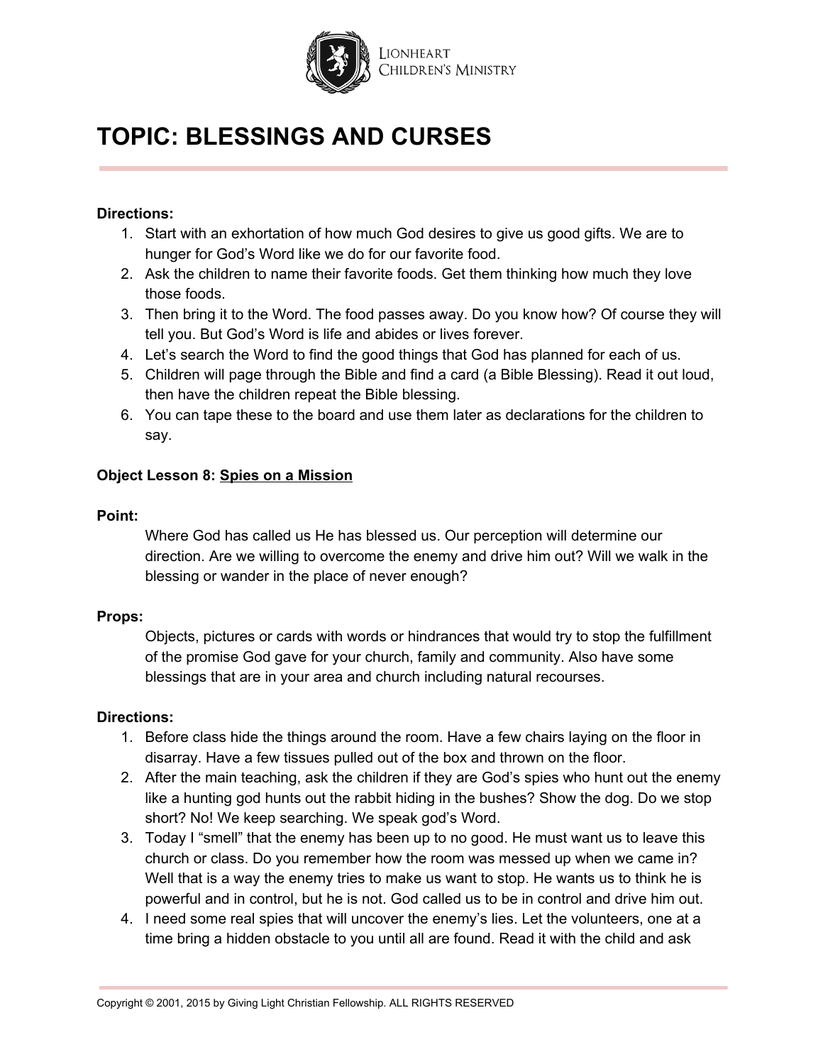# TOPIC: BLESSINGS AND CURSES

**Directions:**

1. Start with an exhortation of how much God desires to give us good gifts. We are to hunger for God's Word like we do for our favorite food.
2. Ask the children to name their favorite foods. Get them thinking how much they love those foods.
3. Then bring it to the Word. The food passes away. Do you know how? Of course they will tell you. But God's Word is life and abides or lives forever.
4. Let's search the Word to find the good things that God has planned for each of us.
5. Children will page through the Bible and find a card (a Bible Blessing). Read it out loud, then have the children repeat the Bible blessing.
6. You can tape these to the board and use them later as declarations for the children to say.

**Object Lesson 8: Spies on a Mission**

**Point:**

Where God has called us He has blessed us. Our perception will determine our direction. Are we willing to overcome the enemy and drive him out? Will we walk in the blessing or wander in the place of never enough?

**Props:**

Objects, pictures or cards with words or hindrances that would try to stop the fulfillment of the promise God gave for your church, family and community. Also have some blessings that are in your area and church including natural recourses.

**Directions:**

1. Before class hide the things around the room. Have a few chairs laying on the floor in disarray. Have a few tissues pulled out of the box and thrown on the floor.
2. After the main teaching, ask the children if they are God's spies who hunt out the enemy like a hunting god hunts out the rabbit hiding in the bushes? Show the dog. Do we stop short? No! We keep searching. We speak god's Word.
3. Today I "smell" that the enemy has been up to no good. He must want us to leave this church or class. Do you remember how the room was messed up when we came in? Well that is a way the enemy tries to make us want to stop. He wants us to think he is powerful and in control, but he is not. God called us to be in control and drive him out.
4. I need some real spies that will uncover the enemy's lies. Let the volunteers, one at a time bring a hidden obstacle to you until all are found. Read it with the child and ask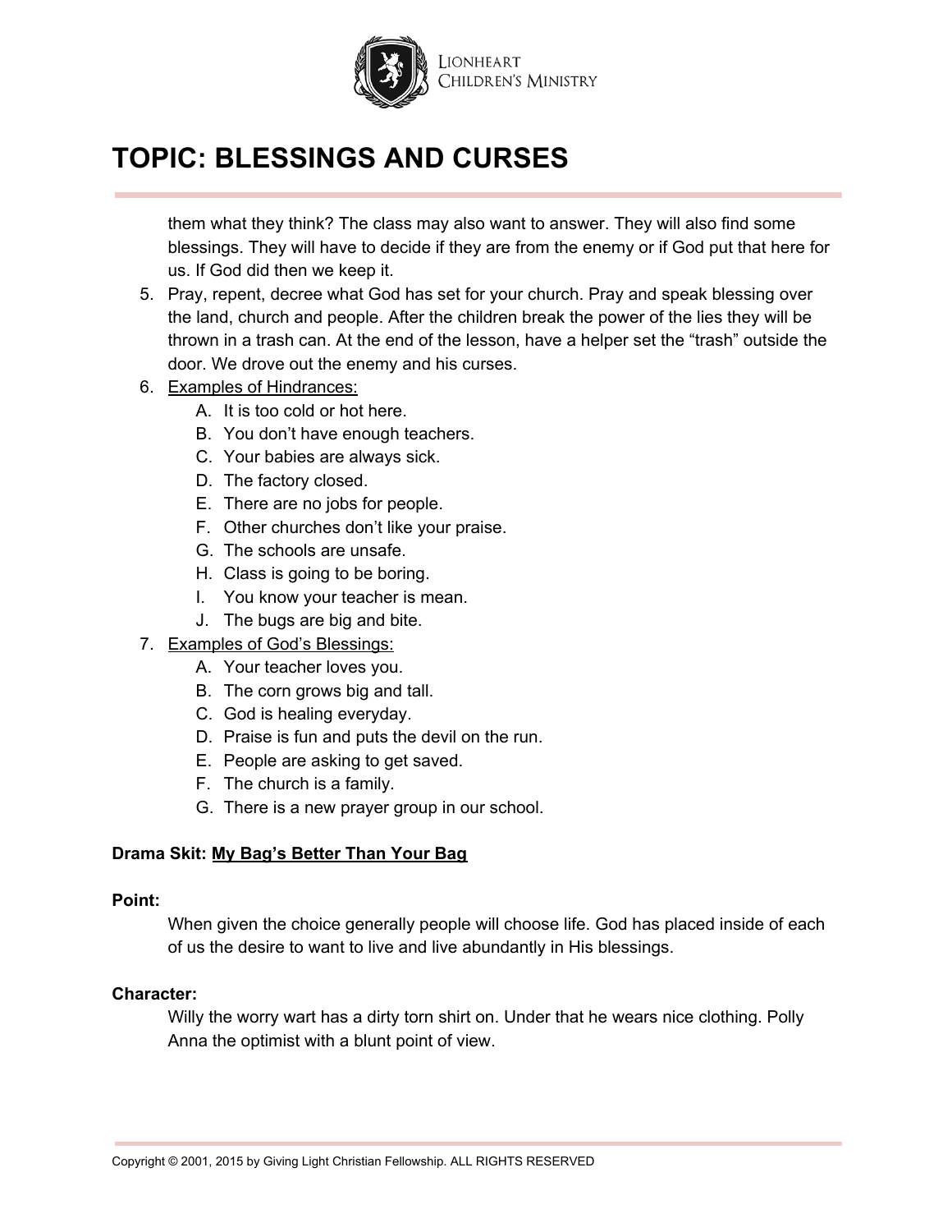# TOPIC: BLESSINGS AND CURSES

them what they think? The class may also want to answer. They will also find some blessings. They will have to decide if they are from the enemy or if God put that here for us. If God did then we keep it.

5. Pray, repent, decree what God has set for your church. Pray and speak blessing over the land, church and people. After the children break the power of the lies they will be thrown in a trash can. At the end of the lesson, have a helper set the "trash" outside the door. We drove out the enemy and his curses.
6. Examples of Hindrances:
   A. It is too cold or hot here.
   B. You don't have enough teachers.
   C. Your babies are always sick.
   D. The factory closed.
   E. There are no jobs for people.
   F. Other churches don't like your praise.
   G. The schools are unsafe.
   H. Class is going to be boring.
   I. You know your teacher is mean.
   J. The bugs are big and bite.
7. Examples of God's Blessings:
   A. Your teacher loves you.
   B. The corn grows big and tall.
   C. God is healing everyday.
   D. Praise is fun and puts the devil on the run.
   E. People are asking to get saved.
   F. The church is a family.
   G. There is a new prayer group in our school.

**Drama Skit: My Bag's Better Than Your Bag**

**Point:**

When given the choice generally people will choose life. God has placed inside of each of us the desire to want to live and live abundantly in His blessings.

**Character:**

Willy the worry wart has a dirty torn shirt on. Under that he wears nice clothing. Polly Anna the optimist with a blunt point of view.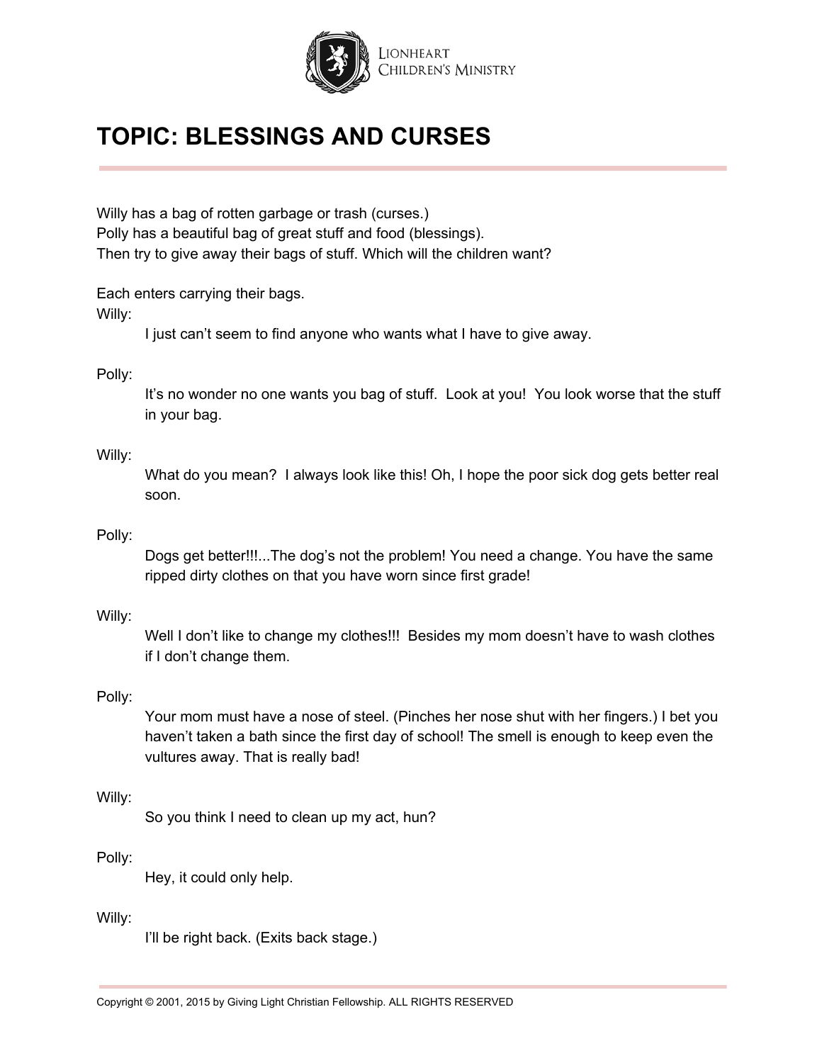# TOPIC: BLESSINGS AND CURSES

Willy has a bag of rotten garbage or trash (curses.)
Polly has a beautiful bag of great stuff and food (blessings).
Then try to give away their bags of stuff. Which will the children want?

Each enters carrying their bags.

Willy:

I just can't seem to find anyone who wants what I have to give away.

Polly:

It's no wonder no one wants you bag of stuff. Look at you! You look worse that the stuff in your bag.

Willy:

What do you mean? I always look like this! Oh, I hope the poor sick dog gets better real soon.

Polly:

Dogs get better!!!...The dog's not the problem! You need a change. You have the same ripped dirty clothes on that you have worn since first grade!

Willy:

Well I don't like to change my clothes!!! Besides my mom doesn't have to wash clothes if I don't change them.

Polly:

Your mom must have a nose of steel. (Pinches her nose shut with her fingers.) I bet you haven't taken a bath since the first day of school! The smell is enough to keep even the vultures away. That is really bad!

Willy:

So you think I need to clean up my act, hun?

Polly:

Hey, it could only help.

Willy:

I'll be right back. (Exits back stage.)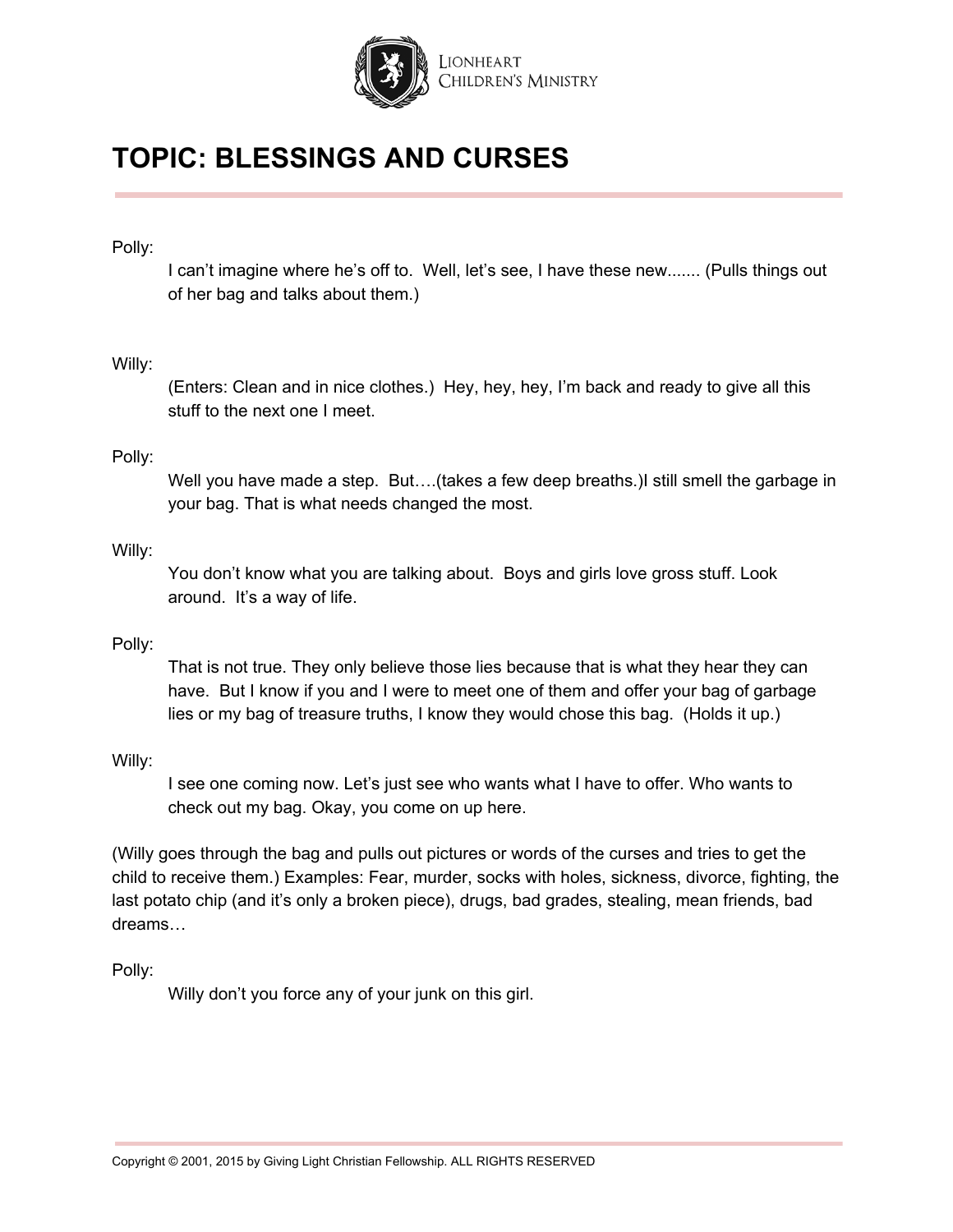# TOPIC: BLESSINGS AND CURSES

Polly:

I can't imagine where he's off to. Well, let's see, I have these new....... (Pulls things out of her bag and talks about them.)

Willy:

(Enters: Clean and in nice clothes.) Hey, hey, hey, I'm back and ready to give all this stuff to the next one I meet.

Polly:

Well you have made a step. But….(takes a few deep breaths.)I still smell the garbage in your bag. That is what needs changed the most.

Willy:

You don't know what you are talking about. Boys and girls love gross stuff. Look around. It's a way of life.

Polly:

That is not true. They only believe those lies because that is what they hear they can have. But I know if you and I were to meet one of them and offer your bag of garbage lies or my bag of treasure truths, I know they would chose this bag. (Holds it up.)

Willy:

I see one coming now. Let's just see who wants what I have to offer. Who wants to check out my bag. Okay, you come on up here.

(Willy goes through the bag and pulls out pictures or words of the curses and tries to get the child to receive them.) Examples: Fear, murder, socks with holes, sickness, divorce, fighting, the last potato chip (and it's only a broken piece), drugs, bad grades, stealing, mean friends, bad dreams…

Polly:

Willy don't you force any of your junk on this girl.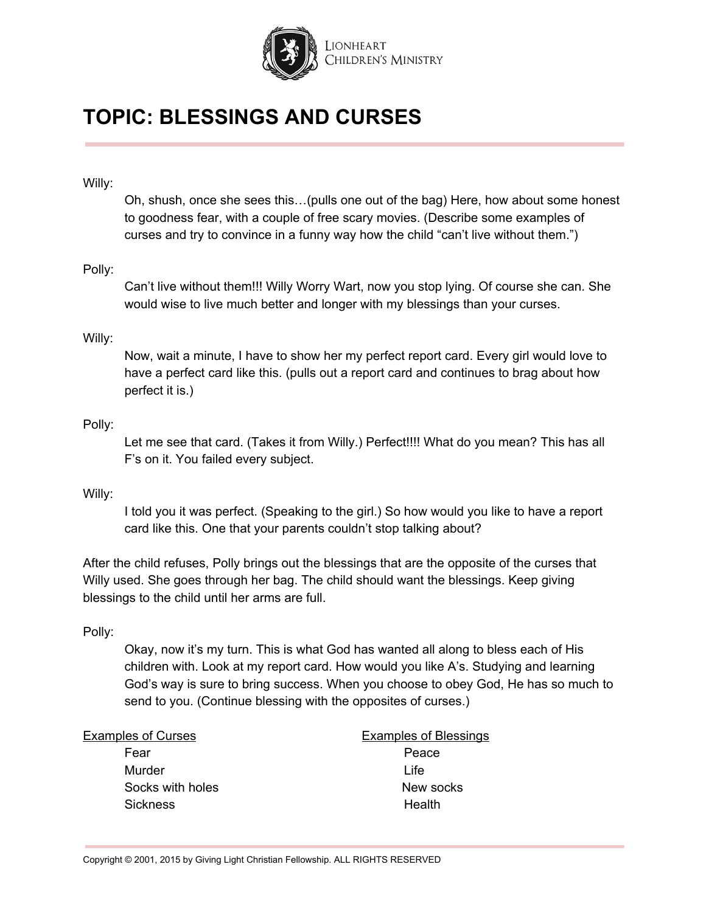# TOPIC: BLESSINGS AND CURSES

Willy:

Oh, shush, once she sees this…(pulls one out of the bag) Here, how about some honest to goodness fear, with a couple of free scary movies. (Describe some examples of curses and try to convince in a funny way how the child "can't live without them.")

Polly:

Can't live without them!!! Willy Worry Wart, now you stop lying. Of course she can. She would wise to live much better and longer with my blessings than your curses.

Willy:

Now, wait a minute, I have to show her my perfect report card. Every girl would love to have a perfect card like this. (pulls out a report card and continues to brag about how perfect it is.)

Polly:

Let me see that card. (Takes it from Willy.) Perfect!!!! What do you mean? This has all F's on it. You failed every subject.

Willy:

I told you it was perfect. (Speaking to the girl.) So how would you like to have a report card like this. One that your parents couldn't stop talking about?

After the child refuses, Polly brings out the blessings that are the opposite of the curses that Willy used. She goes through her bag. The child should want the blessings. Keep giving blessings to the child until her arms are full.

Polly:

Okay, now it's my turn. This is what God has wanted all along to bless each of His children with. Look at my report card. How would you like A's. Studying and learning God's way is sure to bring success. When you choose to obey God, He has so much to send to you. (Continue blessing with the opposites of curses.)

| Examples of Curses | Examples of Blessings |
| --- | --- |
| Fear | Peace |
| Murder | Life |
| Socks with holes | New socks |
| Sickness | Health |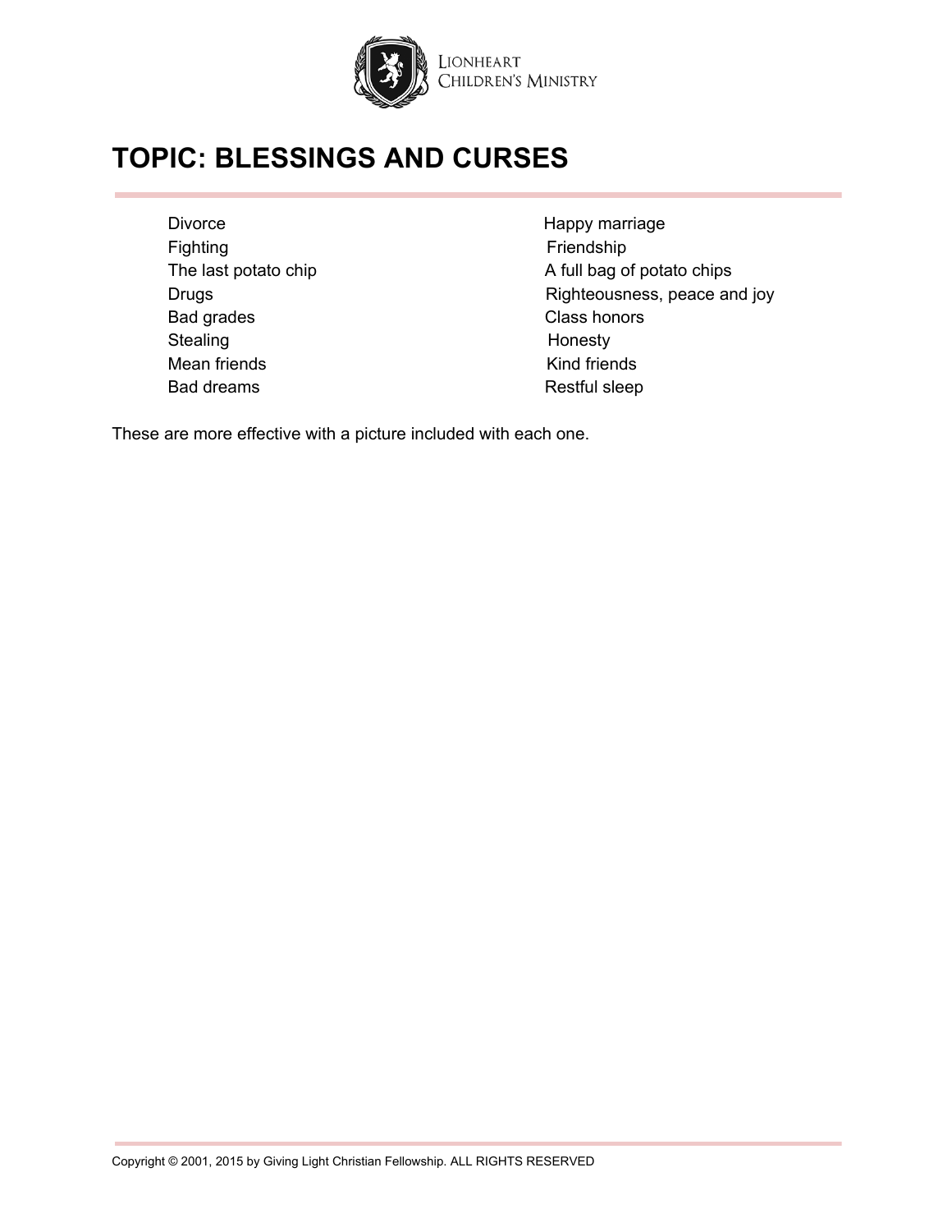# TOPIC: BLESSINGS AND CURSES

| | |
|---|---|
| Divorce | Happy marriage |
| Fighting | Friendship |
| The last potato chip | A full bag of potato chips |
| Drugs | Righteousness, peace and joy |
| Bad grades | Class honors |
| Stealing | Honesty |
| Mean friends | Kind friends |
| Bad dreams | Restful sleep |

These are more effective with a picture included with each one.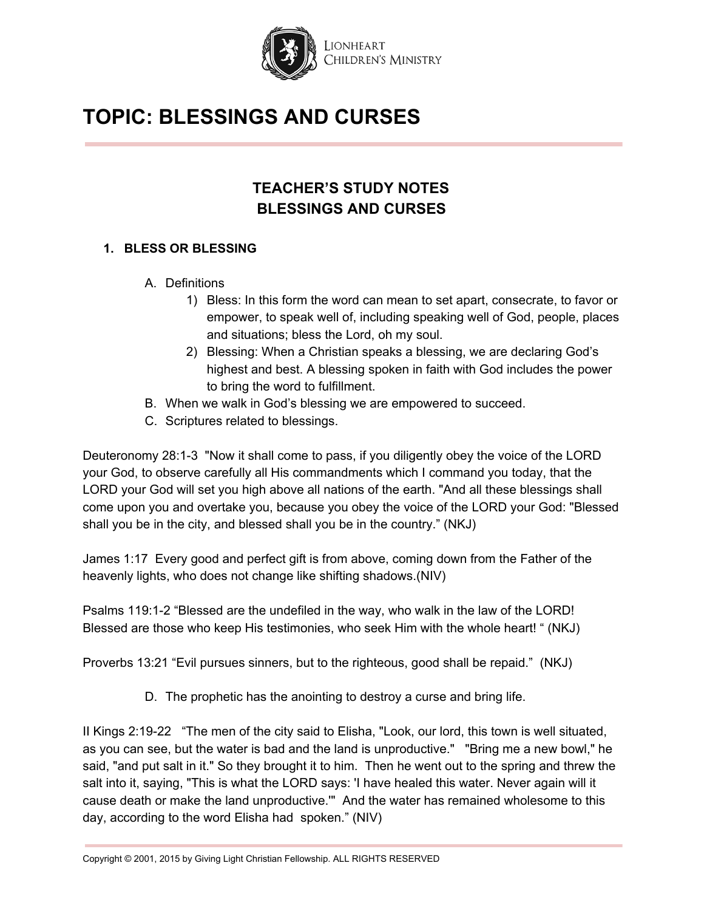# TOPIC: BLESSINGS AND CURSES

## TEACHER'S STUDY NOTES
## BLESSINGS AND CURSES

1. **BLESS OR BLESSING**

   A. Definitions
      1) Bless: In this form the word can mean to set apart, consecrate, to favor or empower, to speak well of, including speaking well of God, people, places and situations; bless the Lord, oh my soul.
      2) Blessing: When a Christian speaks a blessing, we are declaring God's highest and best. A blessing spoken in faith with God includes the power to bring the word to fulfillment.

   B. When we walk in God's blessing we are empowered to succeed.

   C. Scriptures related to blessings.

Deuteronomy 28:1-3 "Now it shall come to pass, if you diligently obey the voice of the LORD your God, to observe carefully all His commandments which I command you today, that the LORD your God will set you high above all nations of the earth. "And all these blessings shall come upon you and overtake you, because you obey the voice of the LORD your God: "Blessed shall you be in the city, and blessed shall you be in the country." (NKJ)

James 1:17 Every good and perfect gift is from above, coming down from the Father of the heavenly lights, who does not change like shifting shadows.(NIV)

Psalms 119:1-2 "Blessed are the undefiled in the way, who walk in the law of the LORD! Blessed are those who keep His testimonies, who seek Him with the whole heart! " (NKJ)

Proverbs 13:21 "Evil pursues sinners, but to the righteous, good shall be repaid." (NKJ)

   D. The prophetic has the anointing to destroy a curse and bring life.

II Kings 2:19-22 "The men of the city said to Elisha, "Look, our lord, this town is well situated, as you can see, but the water is bad and the land is unproductive." "Bring me a new bowl," he said, "and put salt in it." So they brought it to him. Then he went out to the spring and threw the salt into it, saying, "This is what the LORD says: 'I have healed this water. Never again will it cause death or make the land unproductive.'" And the water has remained wholesome to this day, according to the word Elisha had spoken." (NIV)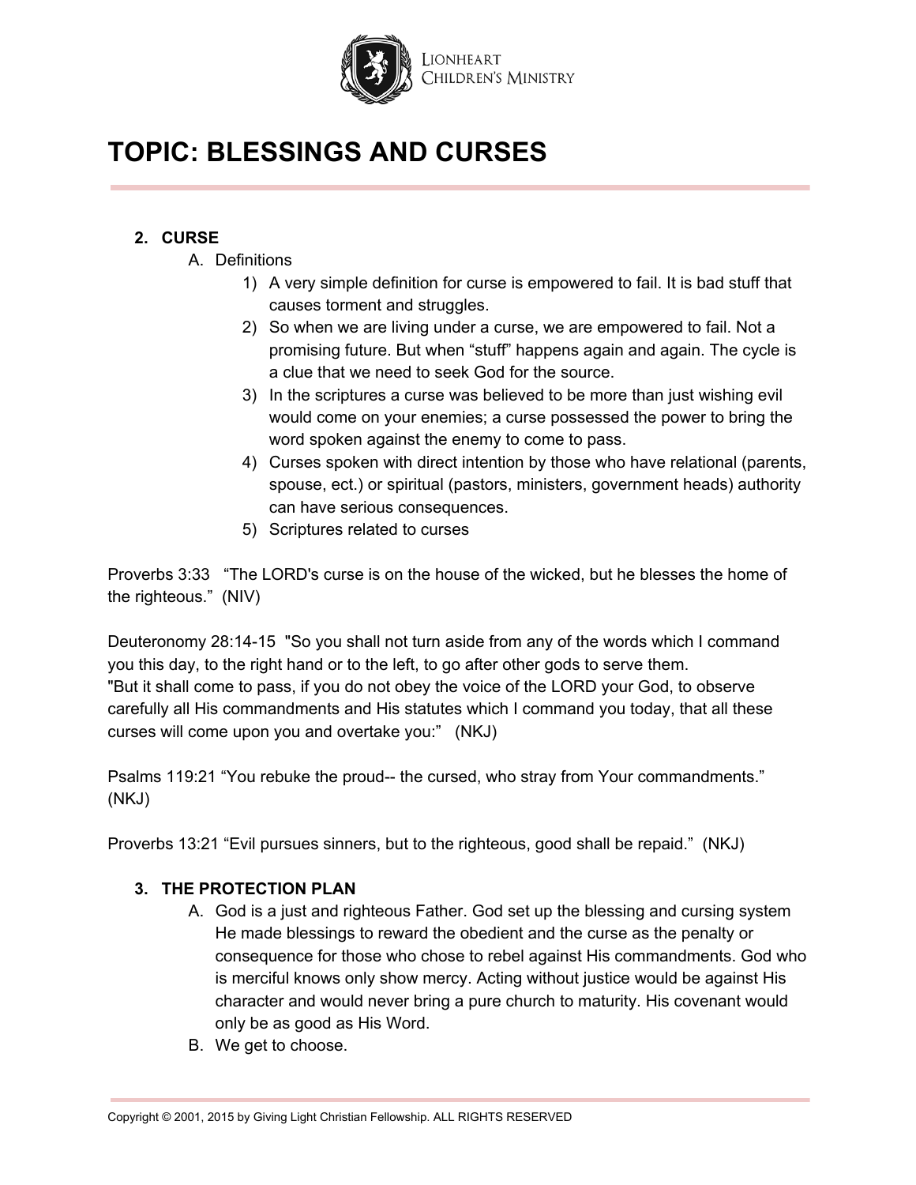# TOPIC: BLESSINGS AND CURSES

2. **CURSE**
   A. Definitions
      1) A very simple definition for curse is empowered to fail. It is bad stuff that causes torment and struggles.
      2) So when we are living under a curse, we are empowered to fail. Not a promising future. But when "stuff" happens again and again. The cycle is a clue that we need to seek God for the source.
      3) In the scriptures a curse was believed to be more than just wishing evil would come on your enemies; a curse possessed the power to bring the word spoken against the enemy to come to pass.
      4) Curses spoken with direct intention by those who have relational (parents, spouse, ect.) or spiritual (pastors, ministers, government heads) authority can have serious consequences.
      5) Scriptures related to curses

Proverbs 3:33 "The LORD's curse is on the house of the wicked, but he blesses the home of the righteous." (NIV)

Deuteronomy 28:14-15 "So you shall not turn aside from any of the words which I command you this day, to the right hand or to the left, to go after other gods to serve them.
"But it shall come to pass, if you do not obey the voice of the LORD your God, to observe carefully all His commandments and His statutes which I command you today, that all these curses will come upon you and overtake you:" (NKJ)

Psalms 119:21 "You rebuke the proud-- the cursed, who stray from Your commandments." (NKJ)

Proverbs 13:21 "Evil pursues sinners, but to the righteous, good shall be repaid." (NKJ)

3. **THE PROTECTION PLAN**
   A. God is a just and righteous Father. God set up the blessing and cursing system He made blessings to reward the obedient and the curse as the penalty or consequence for those who chose to rebel against His commandments. God who is merciful knows only show mercy. Acting without justice would be against His character and would never bring a pure church to maturity. His covenant would only be as good as His Word.
   B. We get to choose.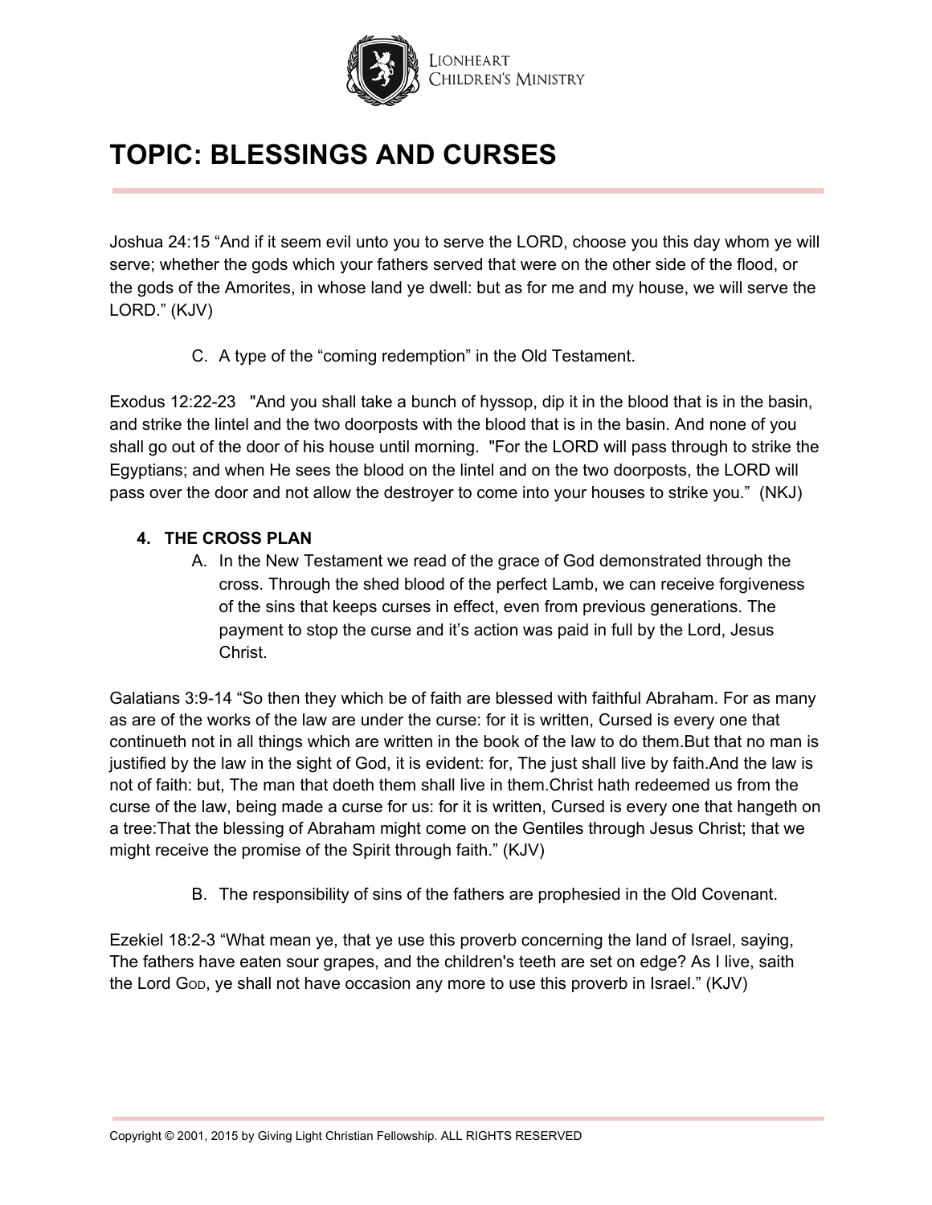# TOPIC: BLESSINGS AND CURSES

Joshua 24:15 “And if it seem evil unto you to serve the LORD, choose you this day whom ye will serve; whether the gods which your fathers served that were on the other side of the flood, or the gods of the Amorites, in whose land ye dwell: but as for me and my house, we will serve the LORD.” (KJV)

C. A type of the “coming redemption” in the Old Testament.

Exodus 12:22-23 "And you shall take a bunch of hyssop, dip it in the blood that is in the basin, and strike the lintel and the two doorposts with the blood that is in the basin. And none of you shall go out of the door of his house until morning. "For the LORD will pass through to strike the Egyptians; and when He sees the blood on the lintel and on the two doorposts, the LORD will pass over the door and not allow the destroyer to come into your houses to strike you.” (NKJ)

**4. THE CROSS PLAN**

A. In the New Testament we read of the grace of God demonstrated through the cross. Through the shed blood of the perfect Lamb, we can receive forgiveness of the sins that keeps curses in effect, even from previous generations. The payment to stop the curse and it’s action was paid in full by the Lord, Jesus Christ.

Galatians 3:9-14 “So then they which be of faith are blessed with faithful Abraham. For as many as are of the works of the law are under the curse: for it is written, Cursed is every one that continueth not in all things which are written in the book of the law to do them.But that no man is justified by the law in the sight of God, it is evident: for, The just shall live by faith.And the law is not of faith: but, The man that doeth them shall live in them.Christ hath redeemed us from the curse of the law, being made a curse for us: for it is written, Cursed is every one that hangeth on a tree:That the blessing of Abraham might come on the Gentiles through Jesus Christ; that we might receive the promise of the Spirit through faith.” (KJV)

B. The responsibility of sins of the fathers are prophesied in the Old Covenant.

Ezekiel 18:2-3 “What mean ye, that ye use this proverb concerning the land of Israel, saying, The fathers have eaten sour grapes, and the children's teeth are set on edge? As I live, saith the Lord GOD, ye shall not have occasion any more to use this proverb in Israel.” (KJV)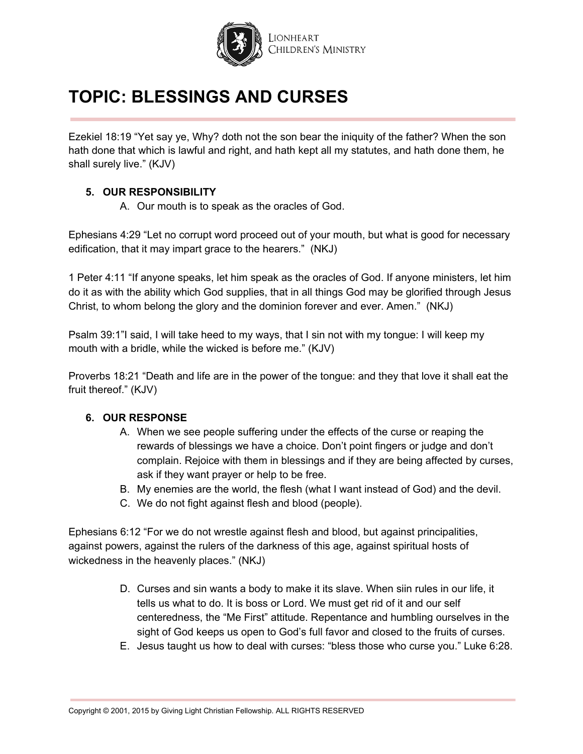# TOPIC: BLESSINGS AND CURSES

Ezekiel 18:19 "Yet say ye, Why? doth not the son bear the iniquity of the father? When the son hath done that which is lawful and right, and hath kept all my statutes, and hath done them, he shall surely live." (KJV)

5. **OUR RESPONSIBILITY**
   A. Our mouth is to speak as the oracles of God.

Ephesians 4:29 "Let no corrupt word proceed out of your mouth, but what is good for necessary edification, that it may impart grace to the hearers." (NKJ)

1 Peter 4:11 "If anyone speaks, let him speak as the oracles of God. If anyone ministers, let him do it as with the ability which God supplies, that in all things God may be glorified through Jesus Christ, to whom belong the glory and the dominion forever and ever. Amen." (NKJ)

Psalm 39:1"I said, I will take heed to my ways, that I sin not with my tongue: I will keep my mouth with a bridle, while the wicked is before me." (KJV)

Proverbs 18:21 "Death and life are in the power of the tongue: and they that love it shall eat the fruit thereof." (KJV)

6. **OUR RESPONSE**
   A. When we see people suffering under the effects of the curse or reaping the rewards of blessings we have a choice. Don't point fingers or judge and don't complain. Rejoice with them in blessings and if they are being affected by curses, ask if they want prayer or help to be free.
   B. My enemies are the world, the flesh (what I want instead of God) and the devil.
   C. We do not fight against flesh and blood (people).

Ephesians 6:12 "For we do not wrestle against flesh and blood, but against principalities, against powers, against the rulers of the darkness of this age, against spiritual hosts of wickedness in the heavenly places." (NKJ)

   D. Curses and sin wants a body to make it its slave. When siin rules in our life, it tells us what to do. It is boss or Lord. We must get rid of it and our self centeredness, the "Me First" attitude. Repentance and humbling ourselves in the sight of God keeps us open to God's full favor and closed to the fruits of curses.
   E. Jesus taught us how to deal with curses: "bless those who curse you." Luke 6:28.

Copyright © 2001, 2015 by Giving Light Christian Fellowship. ALL RIGHTS RESERVED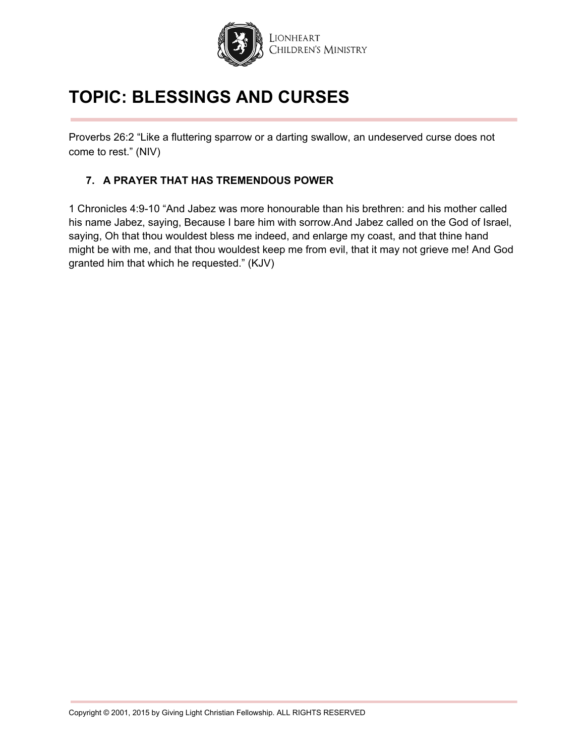# TOPIC: BLESSINGS AND CURSES

Proverbs 26:2 “Like a fluttering sparrow or a darting swallow, an undeserved curse does not come to rest.” (NIV)

7. **A PRAYER THAT HAS TREMENDOUS POWER**

1 Chronicles 4:9-10 “And Jabez was more honourable than his brethren: and his mother called his name Jabez, saying, Because I bare him with sorrow.And Jabez called on the God of Israel, saying, Oh that thou wouldest bless me indeed, and enlarge my coast, and that thine hand might be with me, and that thou wouldest keep me from evil, that it may not grieve me! And God granted him that which he requested.” (KJV)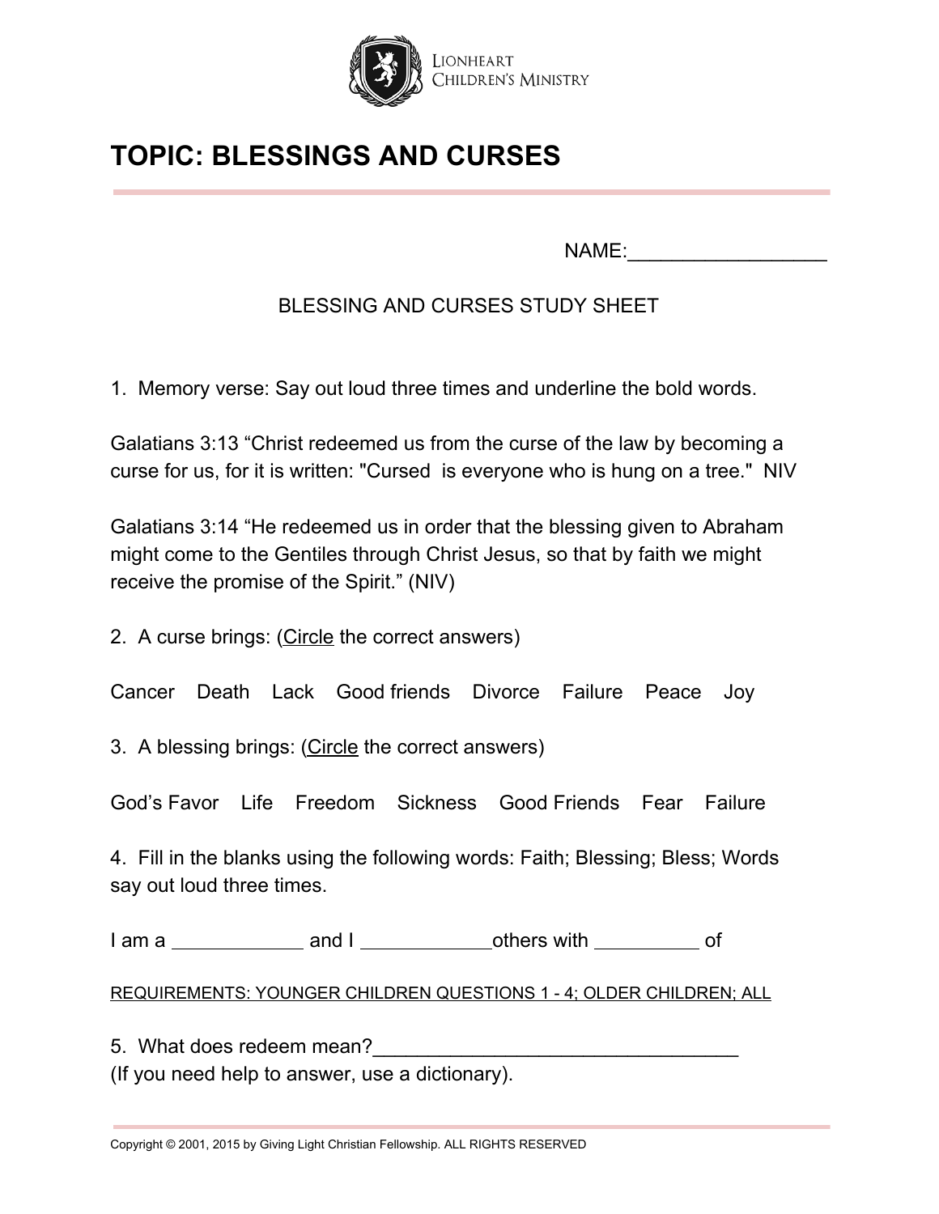# TOPIC: BLESSINGS AND CURSES

NAME:__________________

BLESSING AND CURSES STUDY SHEET

1. Memory verse: Say out loud three times and underline the bold words.

Galatians 3:13 "Christ redeemed us from the curse of the law by becoming a curse for us, for it is written: "Cursed is everyone who is hung on a tree." NIV

Galatians 3:14 "He redeemed us in order that the blessing given to Abraham might come to the Gentiles through Christ Jesus, so that by faith we might receive the promise of the Spirit." (NIV)

2. A curse brings: (Circle the correct answers)

Cancer Death Lack Good friends Divorce Failure Peace Joy

3. A blessing brings: (Circle the correct answers)

God's Favor Life Freedom Sickness Good Friends Fear Failure

4. Fill in the blanks using the following words: Faith; Blessing; Bless; Words say out loud three times.

I am a ____________ and I ____________others with __________ of

REQUIREMENTS: YOUNGER CHILDREN QUESTIONS 1 - 4; OLDER CHILDREN; ALL

5. What does redeem mean?__________________________________
(If you need help to answer, use a dictionary).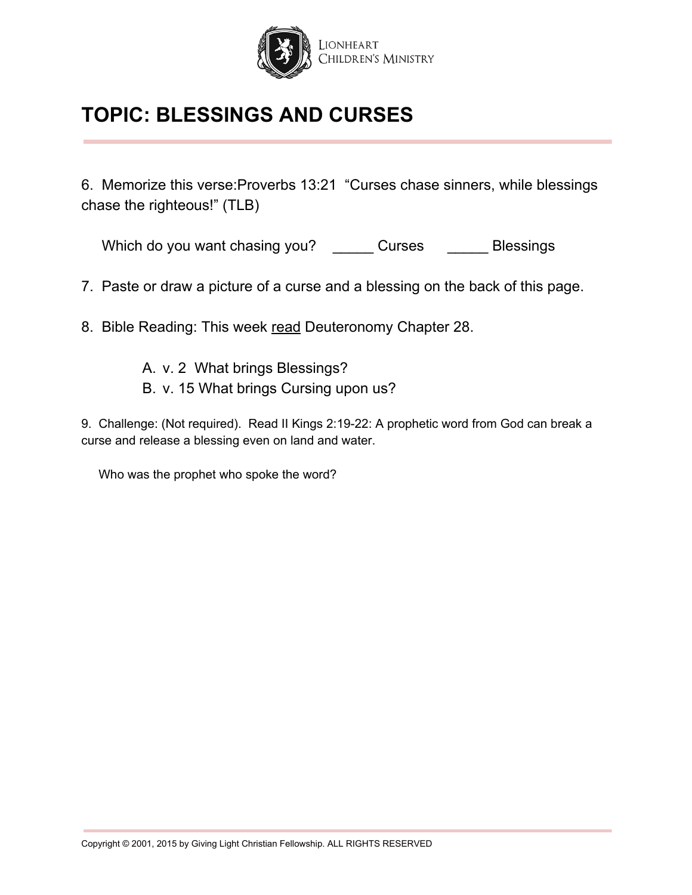# TOPIC: BLESSINGS AND CURSES

6. Memorize this verse:Proverbs 13:21 “Curses chase sinners, while blessings chase the righteous!” (TLB)

   Which do you want chasing you? _____ Curses _____ Blessings

7. Paste or draw a picture of a curse and a blessing on the back of this page.

8. Bible Reading: This week <u>read</u> Deuteronomy Chapter 28.

   A. v. 2 What brings Blessings?
   B. v. 15 What brings Cursing upon us?

9. Challenge: (Not required). Read II Kings 2:19-22: A prophetic word from God can break a curse and release a blessing even on land and water.

   Who was the prophet who spoke the word?